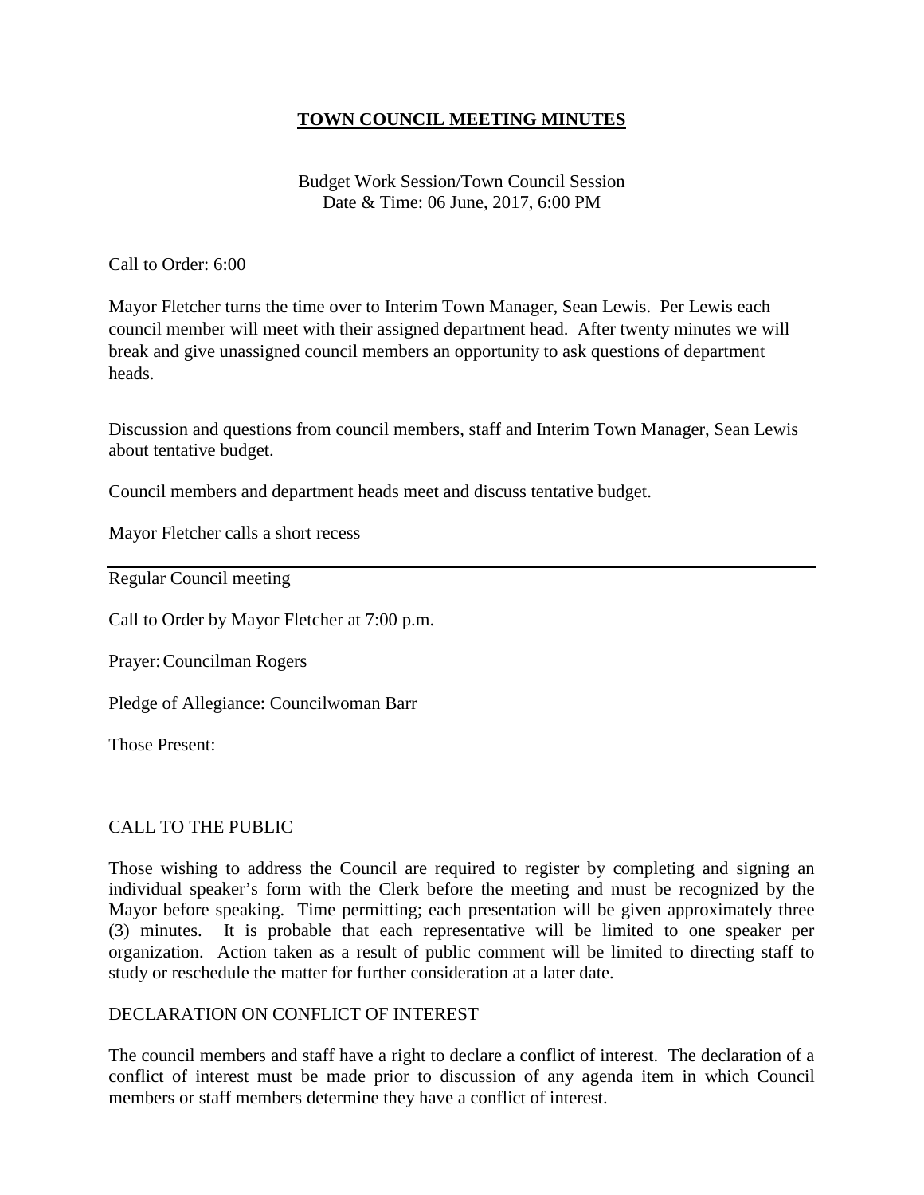# TOWN COUNCIL MEETING MINUTES

Budget Work Session/Town Council Session
Date & Time: 06 June, 2017, 6:00 PM

Call to Order: 6:00

Mayor Fletcher turns the time over to Interim Town Manager, Sean Lewis. Per Lewis each council member will meet with their assigned department head. After twenty minutes we will break and give unassigned council members an opportunity to ask questions of department heads.

Discussion and questions from council members, staff and Interim Town Manager, Sean Lewis about tentative budget.

Council members and department heads meet and discuss tentative budget.

Mayor Fletcher calls a short recess

---

Regular Council meeting

Call to Order by Mayor Fletcher at 7:00 p.m.

Prayer: Councilman Rogers

Pledge of Allegiance: Councilwoman Barr

Those Present:

## CALL TO THE PUBLIC

Those wishing to address the Council are required to register by completing and signing an individual speaker's form with the Clerk before the meeting and must be recognized by the Mayor before speaking. Time permitting; each presentation will be given approximately three (3) minutes. It is probable that each representative will be limited to one speaker per organization. Action taken as a result of public comment will be limited to directing staff to study or reschedule the matter for further consideration at a later date.

## DECLARATION ON CONFLICT OF INTEREST

The council members and staff have a right to declare a conflict of interest. The declaration of a conflict of interest must be made prior to discussion of any agenda item in which Council members or staff members determine they have a conflict of interest.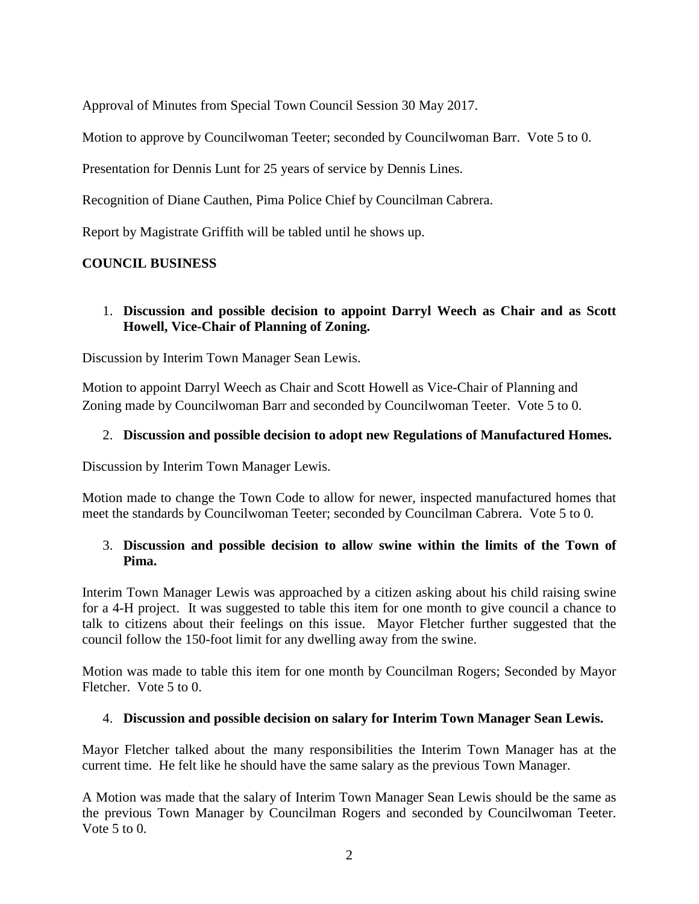Approval of Minutes from Special Town Council Session 30 May 2017.

Motion to approve by Councilwoman Teeter; seconded by Councilwoman Barr. Vote 5 to 0.

Presentation for Dennis Lunt for 25 years of service by Dennis Lines.

Recognition of Diane Cauthen, Pima Police Chief by Councilman Cabrera.

Report by Magistrate Griffith will be tabled until he shows up.

## COUNCIL BUSINESS

1. **Discussion and possible decision to appoint Darryl Weech as Chair and as Scott Howell, Vice-Chair of Planning of Zoning.**

Discussion by Interim Town Manager Sean Lewis.

Motion to appoint Darryl Weech as Chair and Scott Howell as Vice-Chair of Planning and Zoning made by Councilwoman Barr and seconded by Councilwoman Teeter. Vote 5 to 0.

2. **Discussion and possible decision to adopt new Regulations of Manufactured Homes.**

Discussion by Interim Town Manager Lewis.

Motion made to change the Town Code to allow for newer, inspected manufactured homes that meet the standards by Councilwoman Teeter; seconded by Councilman Cabrera. Vote 5 to 0.

3. **Discussion and possible decision to allow swine within the limits of the Town of Pima.**

Interim Town Manager Lewis was approached by a citizen asking about his child raising swine for a 4-H project. It was suggested to table this item for one month to give council a chance to talk to citizens about their feelings on this issue. Mayor Fletcher further suggested that the council follow the 150-foot limit for any dwelling away from the swine.

Motion was made to table this item for one month by Councilman Rogers; Seconded by Mayor Fletcher. Vote 5 to 0.

4. **Discussion and possible decision on salary for Interim Town Manager Sean Lewis.**

Mayor Fletcher talked about the many responsibilities the Interim Town Manager has at the current time. He felt like he should have the same salary as the previous Town Manager.

A Motion was made that the salary of Interim Town Manager Sean Lewis should be the same as the previous Town Manager by Councilman Rogers and seconded by Councilwoman Teeter. Vote 5 to 0.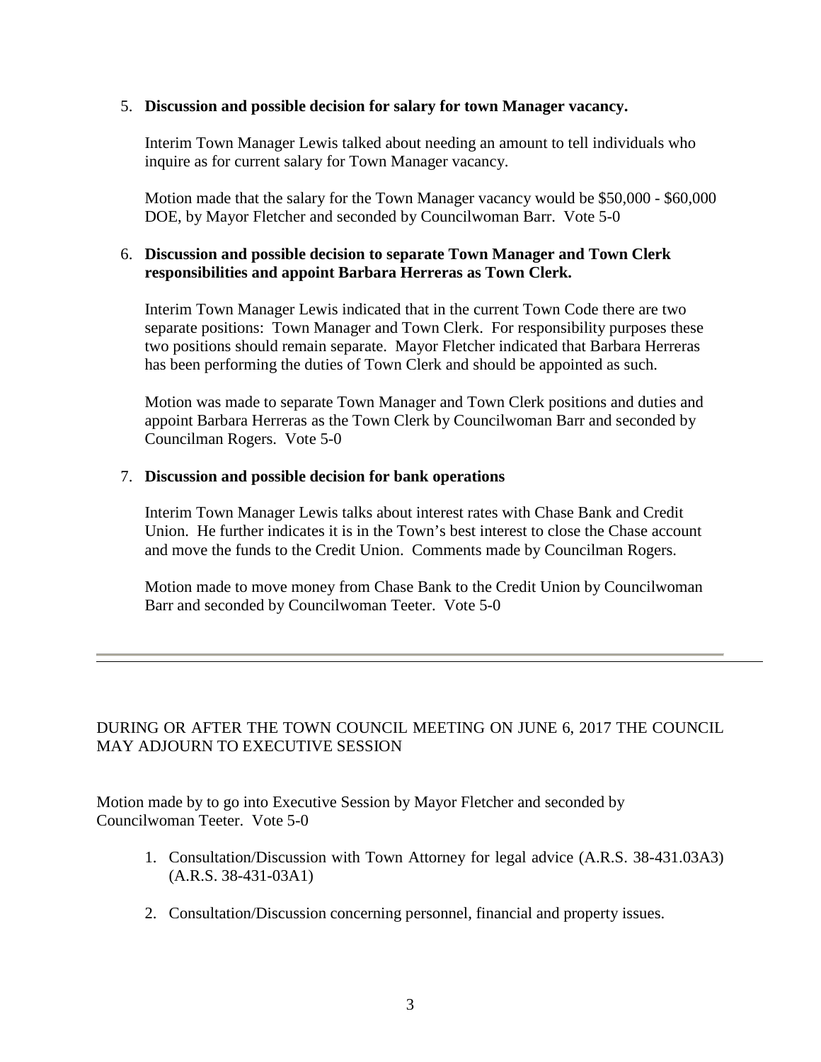5. **Discussion and possible decision for salary for town Manager vacancy.**

   Interim Town Manager Lewis talked about needing an amount to tell individuals who inquire as for current salary for Town Manager vacancy.

   Motion made that the salary for the Town Manager vacancy would be $50,000 - $60,000 DOE, by Mayor Fletcher and seconded by Councilwoman Barr. Vote 5-0

6. **Discussion and possible decision to separate Town Manager and Town Clerk responsibilities and appoint Barbara Herreras as Town Clerk.**

   Interim Town Manager Lewis indicated that in the current Town Code there are two separate positions: Town Manager and Town Clerk. For responsibility purposes these two positions should remain separate. Mayor Fletcher indicated that Barbara Herreras has been performing the duties of Town Clerk and should be appointed as such.

   Motion was made to separate Town Manager and Town Clerk positions and duties and appoint Barbara Herreras as the Town Clerk by Councilwoman Barr and seconded by Councilman Rogers. Vote 5-0

7. **Discussion and possible decision for bank operations**

   Interim Town Manager Lewis talks about interest rates with Chase Bank and Credit Union. He further indicates it is in the Town's best interest to close the Chase account and move the funds to the Credit Union. Comments made by Councilman Rogers.

   Motion made to move money from Chase Bank to the Credit Union by Councilwoman Barr and seconded by Councilwoman Teeter. Vote 5-0

---

DURING OR AFTER THE TOWN COUNCIL MEETING ON JUNE 6, 2017 THE COUNCIL MAY ADJOURN TO EXECUTIVE SESSION

Motion made by to go into Executive Session by Mayor Fletcher and seconded by Councilwoman Teeter. Vote 5-0

1. Consultation/Discussion with Town Attorney for legal advice (A.R.S. 38-431.03A3) (A.R.S. 38-431-03A1)

2. Consultation/Discussion concerning personnel, financial and property issues.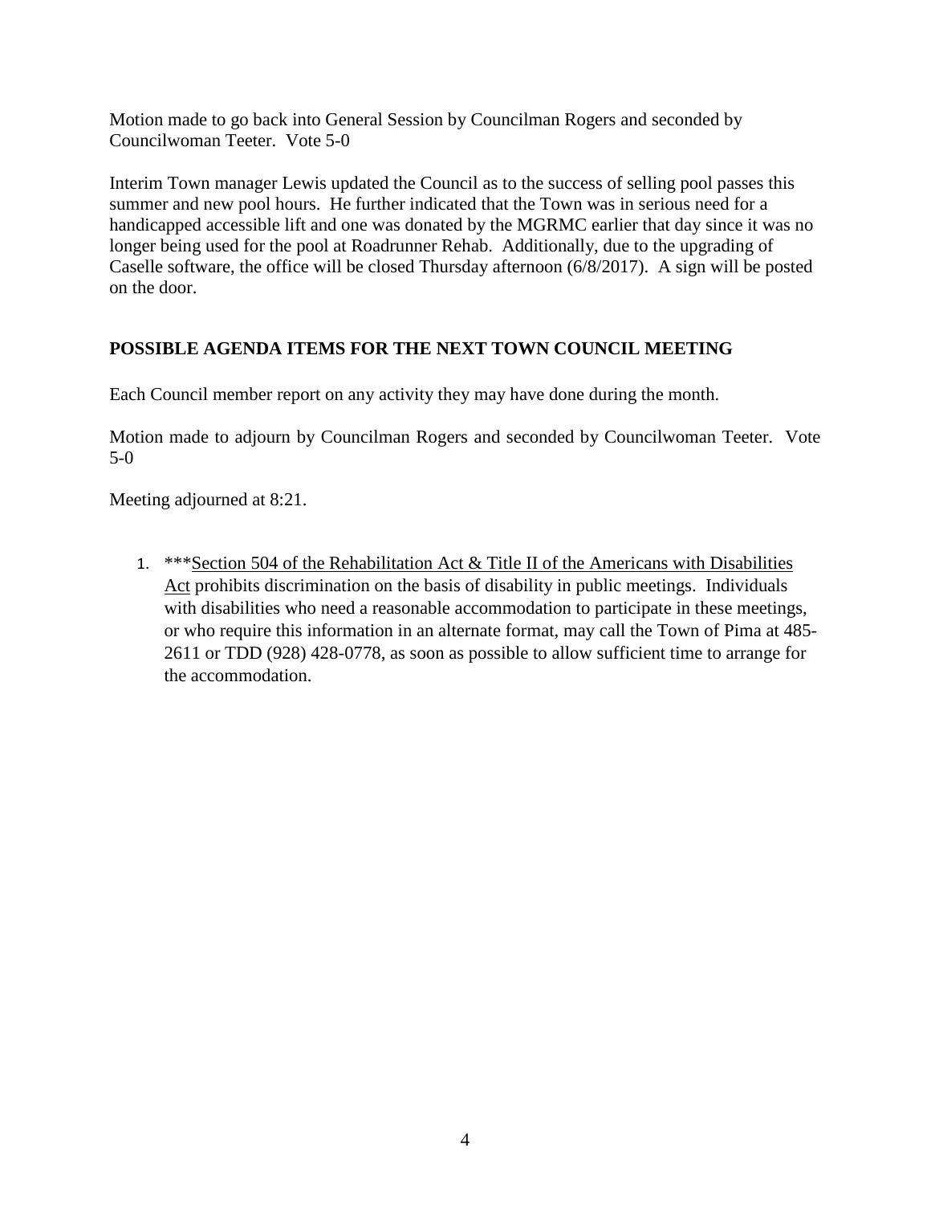Motion made to go back into General Session by Councilman Rogers and seconded by Councilwoman Teeter. Vote 5-0

Interim Town manager Lewis updated the Council as to the success of selling pool passes this summer and new pool hours. He further indicated that the Town was in serious need for a handicapped accessible lift and one was donated by the MGRMC earlier that day since it was no longer being used for the pool at Roadrunner Rehab. Additionally, due to the upgrading of Caselle software, the office will be closed Thursday afternoon (6/8/2017). A sign will be posted on the door.

**POSSIBLE AGENDA ITEMS FOR THE NEXT TOWN COUNCIL MEETING**

Each Council member report on any activity they may have done during the month.

Motion made to adjourn by Councilman Rogers and seconded by Councilwoman Teeter. Vote 5-0

Meeting adjourned at 8:21.

1. ***Section 504 of the Rehabilitation Act & Title II of the Americans with Disabilities Act prohibits discrimination on the basis of disability in public meetings. Individuals with disabilities who need a reasonable accommodation to participate in these meetings, or who require this information in an alternate format, may call the Town of Pima at 485-2611 or TDD (928) 428-0778, as soon as possible to allow sufficient time to arrange for the accommodation.